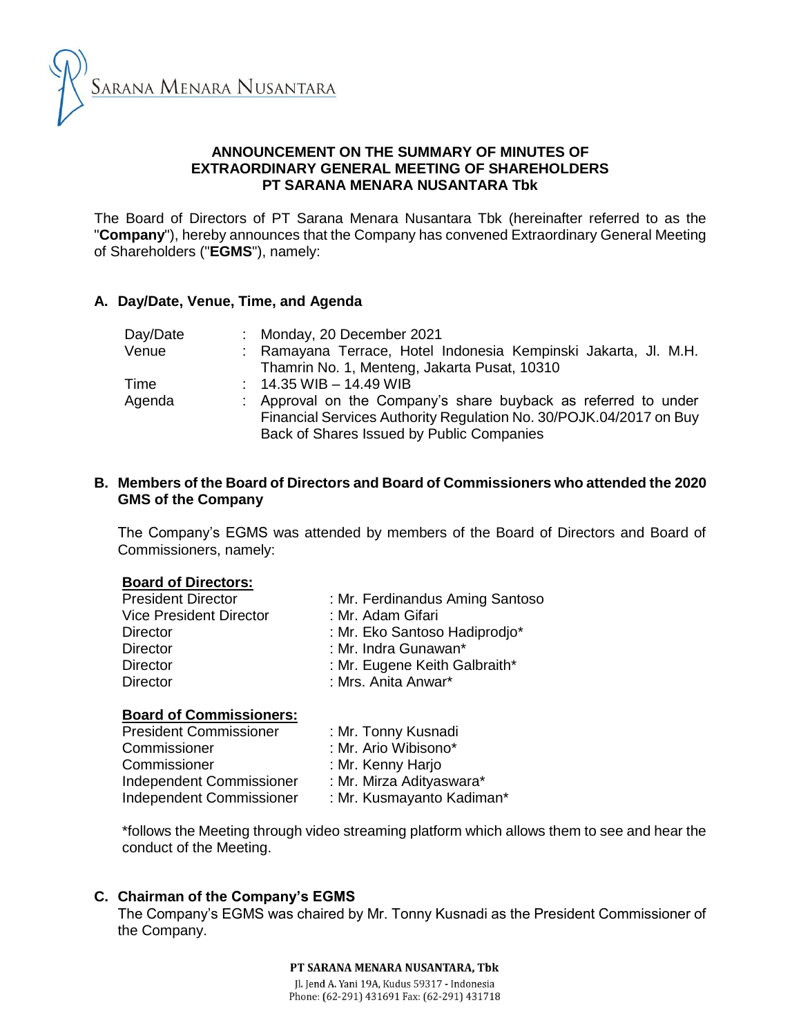SARANA MENARA NUSANTARA

# ANNOUNCEMENT ON THE SUMMARY OF MINUTES OF EXTRAORDINARY GENERAL MEETING OF SHAREHOLDERS PT SARANA MENARA NUSANTARA Tbk

The Board of Directors of PT Sarana Menara Nusantara Tbk (hereinafter referred to as the "**Company**"), hereby announces that the Company has convened Extraordinary General Meeting of Shareholders ("**EGMS**"), namely:

## A. Day/Date, Venue, Time, and Agenda

| | | |
|---|---|---|
| Day/Date | : | Monday, 20 December 2021 |
| Venue | : | Ramayana Terrace, Hotel Indonesia Kempinski Jakarta, Jl. M.H. Thamrin No. 1, Menteng, Jakarta Pusat, 10310 |
| Time | : | 14.35 WIB – 14.49 WIB |
| Agenda | : | Approval on the Company's share buyback as referred to under Financial Services Authority Regulation No. 30/POJK.04/2017 on Buy Back of Shares Issued by Public Companies |

## B. Members of the Board of Directors and Board of Commissioners who attended the 2020 GMS of the Company

The Company's EGMS was attended by members of the Board of Directors and Board of Commissioners, namely:

**Board of Directors:**

| | |
|---|---|
| President Director | : Mr. Ferdinandus Aming Santoso |
| Vice President Director | : Mr. Adam Gifari |
| Director | : Mr. Eko Santoso Hadiprodjo* |
| Director | : Mr. Indra Gunawan* |
| Director | : Mr. Eugene Keith Galbraith* |
| Director | : Mrs. Anita Anwar* |

**Board of Commissioners:**

| | |
|---|---|
| President Commissioner | : Mr. Tonny Kusnadi |
| Commissioner | : Mr. Ario Wibisono* |
| Commissioner | : Mr. Kenny Harjo |
| Independent Commissioner | : Mr. Mirza Adityaswara* |
| Independent Commissioner | : Mr. Kusmayanto Kadiman* |

*follows the Meeting through video streaming platform which allows them to see and hear the conduct of the Meeting.

## C. Chairman of the Company's EGMS

The Company's EGMS was chaired by Mr. Tonny Kusnadi as the President Commissioner of the Company.

PT SARANA MENARA NUSANTARA, Tbk
Jl. Jend A. Yani 19A, Kudus 59317 - Indonesia
Phone: (62-291) 431691 Fax: (62-291) 431718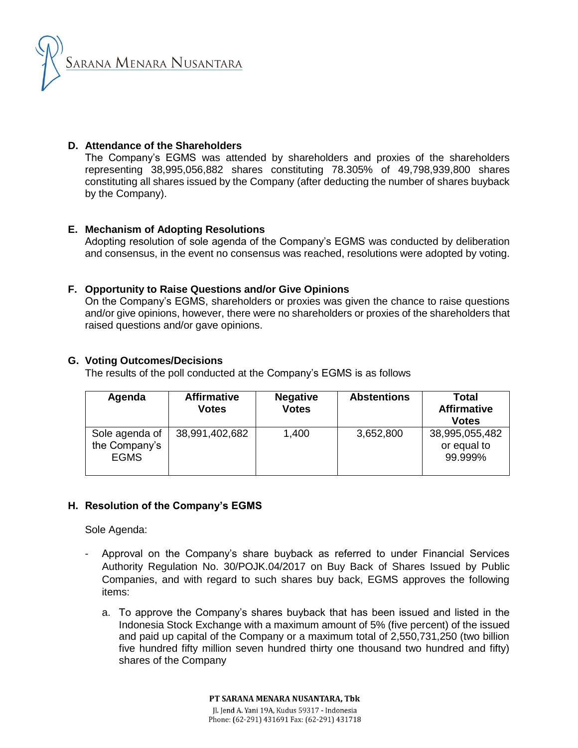**D. Attendance of the Shareholders**

The Company's EGMS was attended by shareholders and proxies of the shareholders representing 38,995,056,882 shares constituting 78.305% of 49,798,939,800 shares constituting all shares issued by the Company (after deducting the number of shares buyback by the Company).

**E. Mechanism of Adopting Resolutions**

Adopting resolution of sole agenda of the Company's EGMS was conducted by deliberation and consensus, in the event no consensus was reached, resolutions were adopted by voting.

**F. Opportunity to Raise Questions and/or Give Opinions**

On the Company's EGMS, shareholders or proxies was given the chance to raise questions and/or give opinions, however, there were no shareholders or proxies of the shareholders that raised questions and/or gave opinions.

**G. Voting Outcomes/Decisions**

The results of the poll conducted at the Company's EGMS is as follows

| Agenda | Affirmative Votes | Negative Votes | Abstentions | Total Affirmative Votes |
|---|---|---|---|---|
| Sole agenda of the Company's EGMS | 38,991,402,682 | 1,400 | 3,652,800 | 38,995,055,482 or equal to 99.999% |

**H. Resolution of the Company's EGMS**

Sole Agenda:

- Approval on the Company's share buyback as referred to under Financial Services Authority Regulation No. 30/POJK.04/2017 on Buy Back of Shares Issued by Public Companies, and with regard to such shares buy back, EGMS approves the following items:

  a. To approve the Company's shares buyback that has been issued and listed in the Indonesia Stock Exchange with a maximum amount of 5% (five percent) of the issued and paid up capital of the Company or a maximum total of 2,550,731,250 (two billion five hundred fifty million seven hundred thirty one thousand two hundred and fifty) shares of the Company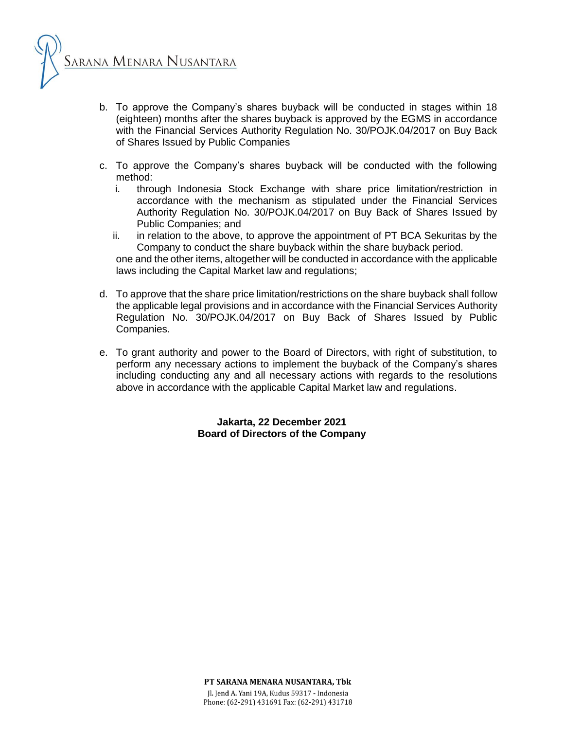b. To approve the Company's shares buyback will be conducted in stages within 18 (eighteen) months after the shares buyback is approved by the EGMS in accordance with the Financial Services Authority Regulation No. 30/POJK.04/2017 on Buy Back of Shares Issued by Public Companies

c. To approve the Company's shares buyback will be conducted with the following method:
   i. through Indonesia Stock Exchange with share price limitation/restriction in accordance with the mechanism as stipulated under the Financial Services Authority Regulation No. 30/POJK.04/2017 on Buy Back of Shares Issued by Public Companies; and
   ii. in relation to the above, to approve the appointment of PT BCA Sekuritas by the Company to conduct the share buyback within the share buyback period.

   one and the other items, altogether will be conducted in accordance with the applicable laws including the Capital Market law and regulations;

d. To approve that the share price limitation/restrictions on the share buyback shall follow the applicable legal provisions and in accordance with the Financial Services Authority Regulation No. 30/POJK.04/2017 on Buy Back of Shares Issued by Public Companies.

e. To grant authority and power to the Board of Directors, with right of substitution, to perform any necessary actions to implement the buyback of the Company's shares including conducting any and all necessary actions with regards to the resolutions above in accordance with the applicable Capital Market law and regulations.

**Jakarta, 22 December 2021**
**Board of Directors of the Company**